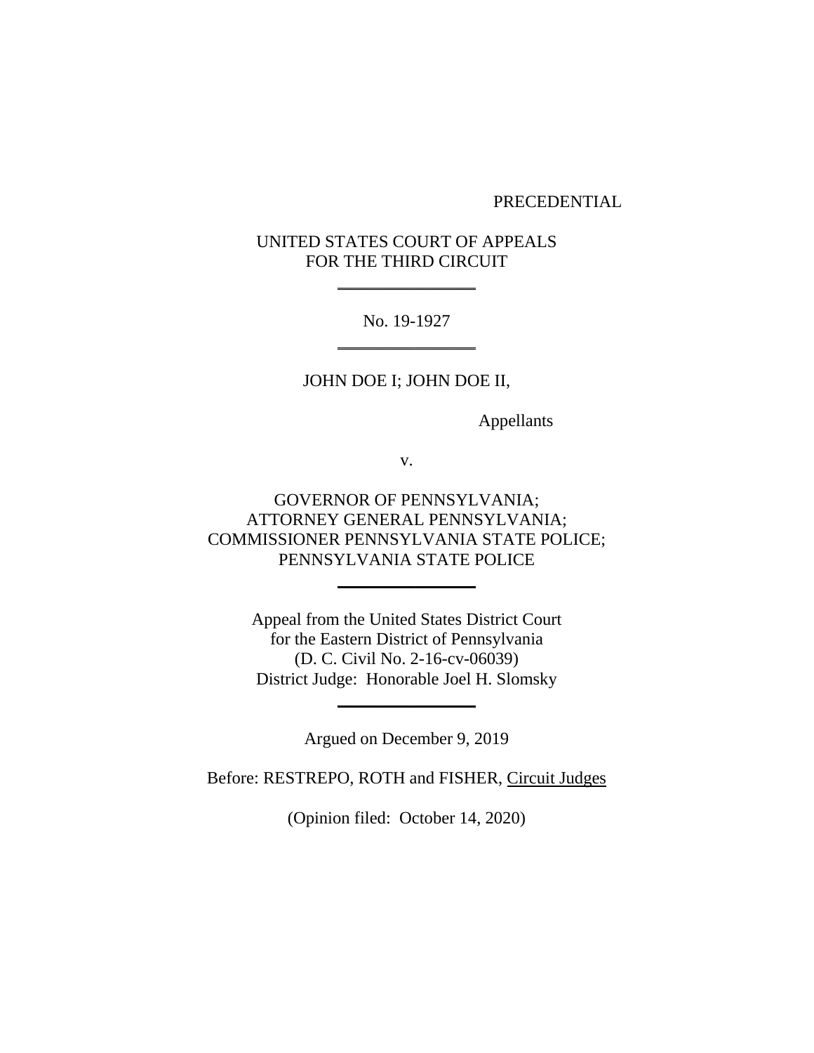PRECEDENTIAL

UNITED STATES COURT OF APPEALS
FOR THE THIRD CIRCUIT

---

No. 19-1927

---

JOHN DOE I; JOHN DOE II,

Appellants

v.

GOVERNOR OF PENNSYLVANIA;
ATTORNEY GENERAL PENNSYLVANIA;
COMMISSIONER PENNSYLVANIA STATE POLICE;
PENNSYLVANIA STATE POLICE

---

Appeal from the United States District Court
for the Eastern District of Pennsylvania
(D. C. Civil No. 2-16-cv-06039)
District Judge: Honorable Joel H. Slomsky

---

Argued on December 9, 2019

Before: RESTREPO, ROTH and FISHER, Circuit Judges

(Opinion filed: October 14, 2020)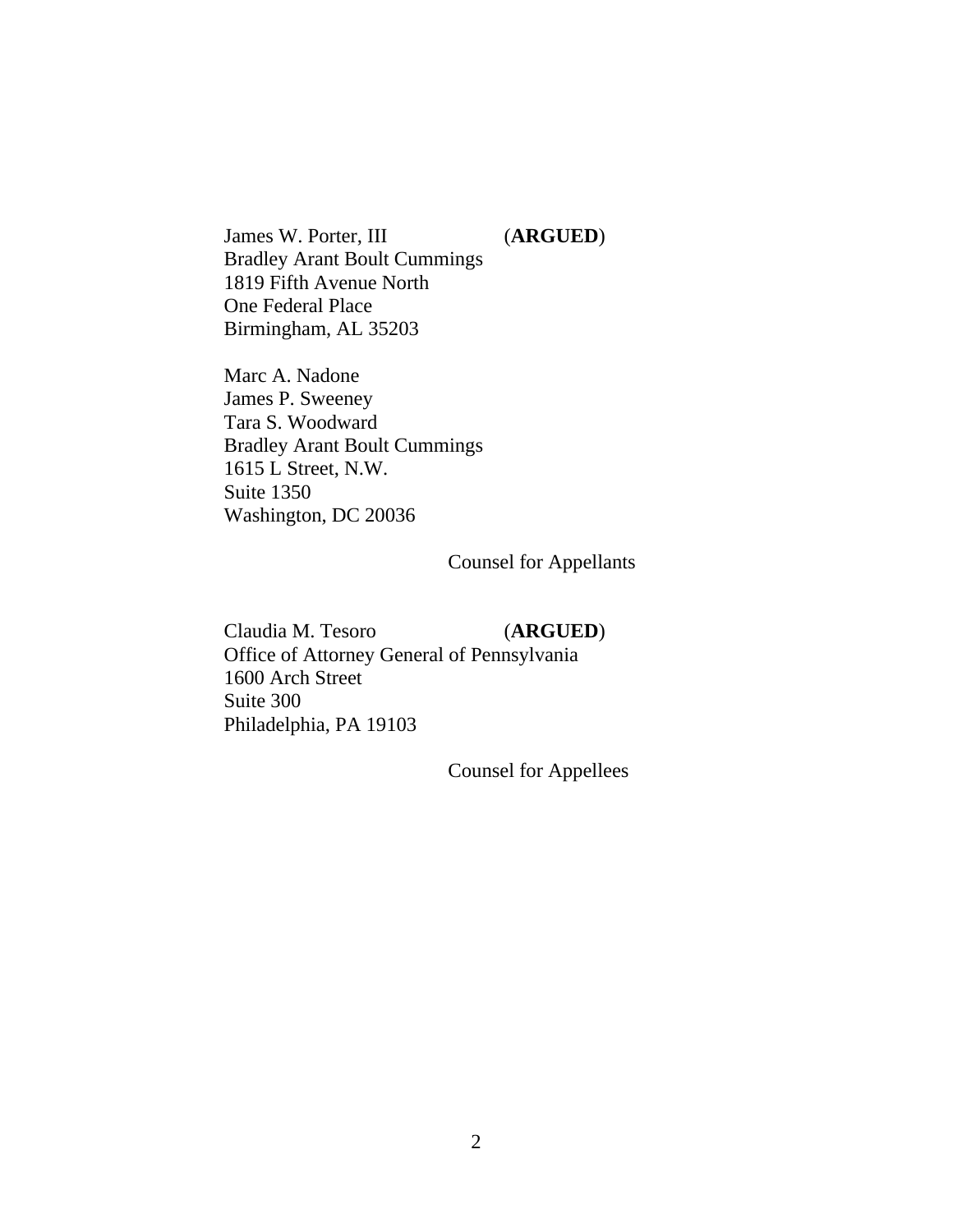James W. Porter, III (**ARGUED**)
Bradley Arant Boult Cummings
1819 Fifth Avenue North
One Federal Place
Birmingham, AL 35203

Marc A. Nadone
James P. Sweeney
Tara S. Woodward
Bradley Arant Boult Cummings
1615 L Street, N.W.
Suite 1350
Washington, DC 20036

Counsel for Appellants

Claudia M. Tesoro (**ARGUED**)
Office of Attorney General of Pennsylvania
1600 Arch Street
Suite 300
Philadelphia, PA 19103

Counsel for Appellees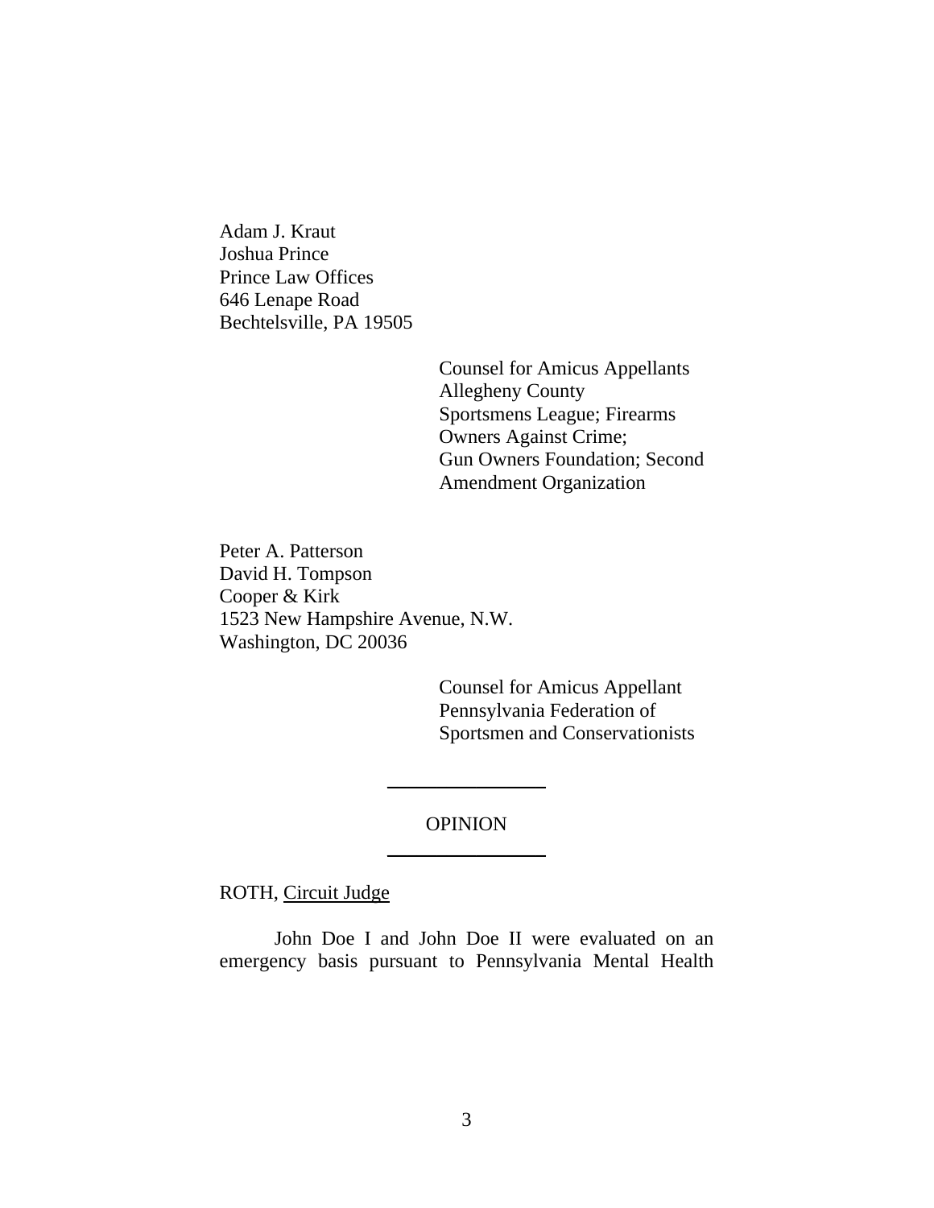Adam J. Kraut
Joshua Prince
Prince Law Offices
646 Lenape Road
Bechtelsville, PA 19505

Counsel for Amicus Appellants
Allegheny County
Sportsmens League; Firearms
Owners Against Crime;
Gun Owners Foundation; Second
Amendment Organization

Peter A. Patterson
David H. Tompson
Cooper & Kirk
1523 New Hampshire Avenue, N.W.
Washington, DC 20036

Counsel for Amicus Appellant
Pennsylvania Federation of
Sportsmen and Conservationists

---

OPINION

---

ROTH, Circuit Judge

John Doe I and John Doe II were evaluated on an emergency basis pursuant to Pennsylvania Mental Health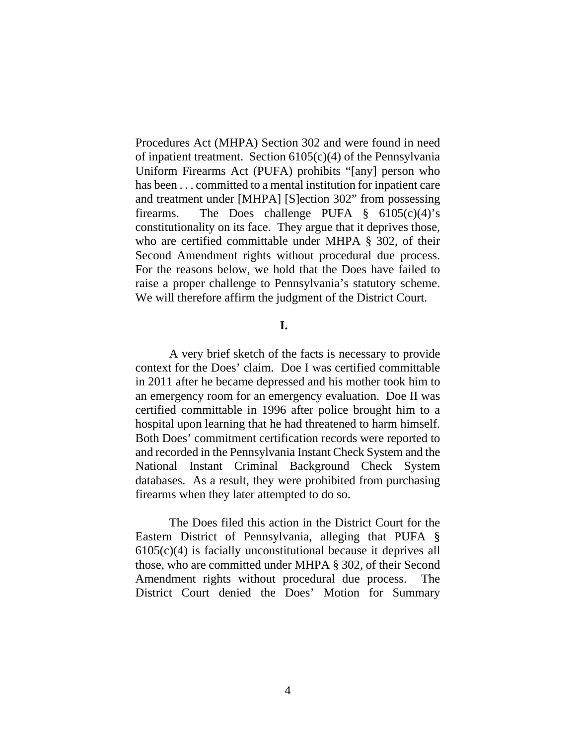Procedures Act (MHPA) Section 302 and were found in need of inpatient treatment. Section 6105(c)(4) of the Pennsylvania Uniform Firearms Act (PUFA) prohibits "[any] person who has been . . . committed to a mental institution for inpatient care and treatment under [MHPA] [S]ection 302" from possessing firearms. The Does challenge PUFA § 6105(c)(4)'s constitutionality on its face. They argue that it deprives those, who are certified committable under MHPA § 302, of their Second Amendment rights without procedural due process. For the reasons below, we hold that the Does have failed to raise a proper challenge to Pennsylvania's statutory scheme. We will therefore affirm the judgment of the District Court.

**I.**

A very brief sketch of the facts is necessary to provide context for the Does' claim. Doe I was certified committable in 2011 after he became depressed and his mother took him to an emergency room for an emergency evaluation. Doe II was certified committable in 1996 after police brought him to a hospital upon learning that he had threatened to harm himself. Both Does' commitment certification records were reported to and recorded in the Pennsylvania Instant Check System and the National Instant Criminal Background Check System databases. As a result, they were prohibited from purchasing firearms when they later attempted to do so.

The Does filed this action in the District Court for the Eastern District of Pennsylvania, alleging that PUFA § 6105(c)(4) is facially unconstitutional because it deprives all those, who are committed under MHPA § 302, of their Second Amendment rights without procedural due process. The District Court denied the Does' Motion for Summary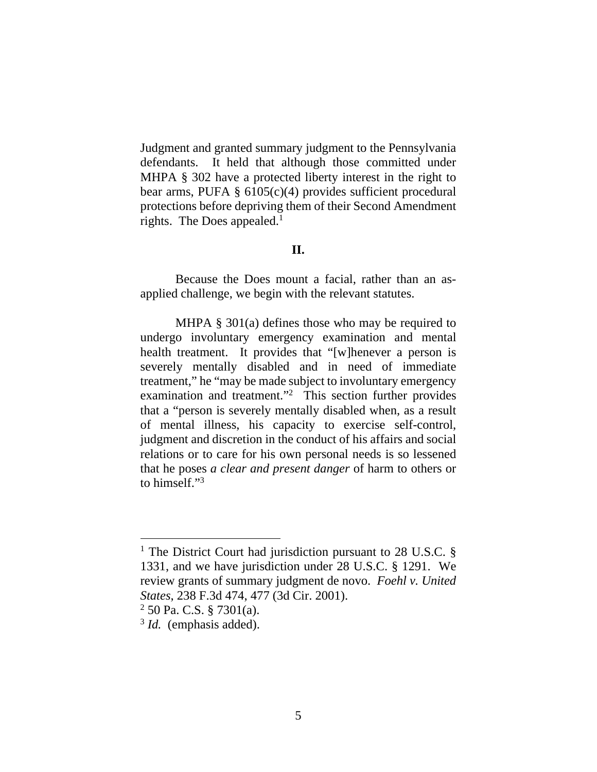Judgment and granted summary judgment to the Pennsylvania defendants. It held that although those committed under MHPA § 302 have a protected liberty interest in the right to bear arms, PUFA § 6105(c)(4) provides sufficient procedural protections before depriving them of their Second Amendment rights. The Does appealed.[1]

## II.

Because the Does mount a facial, rather than an as-applied challenge, we begin with the relevant statutes.

MHPA § 301(a) defines those who may be required to undergo involuntary emergency examination and mental health treatment. It provides that "[w]henever a person is severely mentally disabled and in need of immediate treatment," he "may be made subject to involuntary emergency examination and treatment."[2] This section further provides that a "person is severely mentally disabled when, as a result of mental illness, his capacity to exercise self-control, judgment and discretion in the conduct of his affairs and social relations or to care for his own personal needs is so lessened that he poses *a clear and present danger* of harm to others or to himself."[3]

---

[1] The District Court had jurisdiction pursuant to 28 U.S.C. § 1331, and we have jurisdiction under 28 U.S.C. § 1291. We review grants of summary judgment de novo. *Foehl v. United States*, 238 F.3d 474, 477 (3d Cir. 2001).

[2] 50 Pa. C.S. § 7301(a).

[3] *Id.* (emphasis added).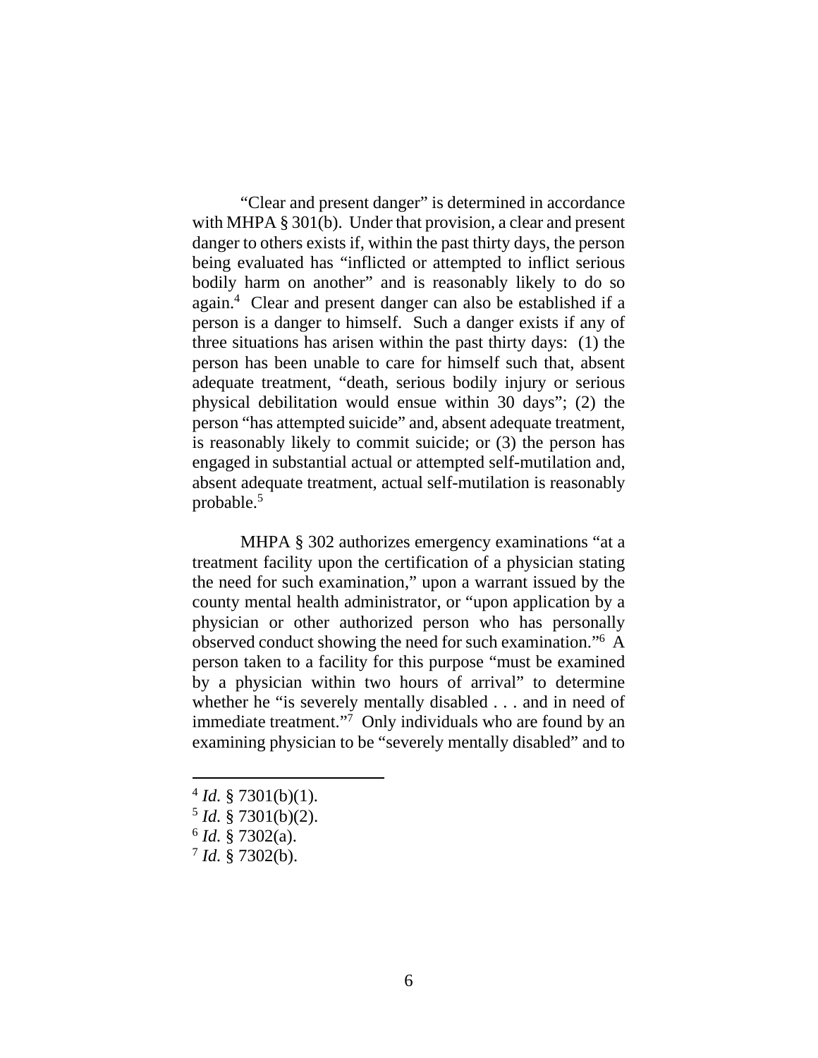"Clear and present danger" is determined in accordance with MHPA § 301(b). Under that provision, a clear and present danger to others exists if, within the past thirty days, the person being evaluated has "inflicted or attempted to inflict serious bodily harm on another" and is reasonably likely to do so again.[4] Clear and present danger can also be established if a person is a danger to himself. Such a danger exists if any of three situations has arisen within the past thirty days: (1) the person has been unable to care for himself such that, absent adequate treatment, "death, serious bodily injury or serious physical debilitation would ensue within 30 days"; (2) the person "has attempted suicide" and, absent adequate treatment, is reasonably likely to commit suicide; or (3) the person has engaged in substantial actual or attempted self-mutilation and, absent adequate treatment, actual self-mutilation is reasonably probable.[5]

MHPA § 302 authorizes emergency examinations "at a treatment facility upon the certification of a physician stating the need for such examination," upon a warrant issued by the county mental health administrator, or "upon application by a physician or other authorized person who has personally observed conduct showing the need for such examination."[6] A person taken to a facility for this purpose "must be examined by a physician within two hours of arrival" to determine whether he "is severely mentally disabled . . . and in need of immediate treatment."[7] Only individuals who are found by an examining physician to be "severely mentally disabled" and to

[4] *Id.* § 7301(b)(1).

[5] *Id.* § 7301(b)(2).

[6] *Id.* § 7302(a).

[7] *Id.* § 7302(b).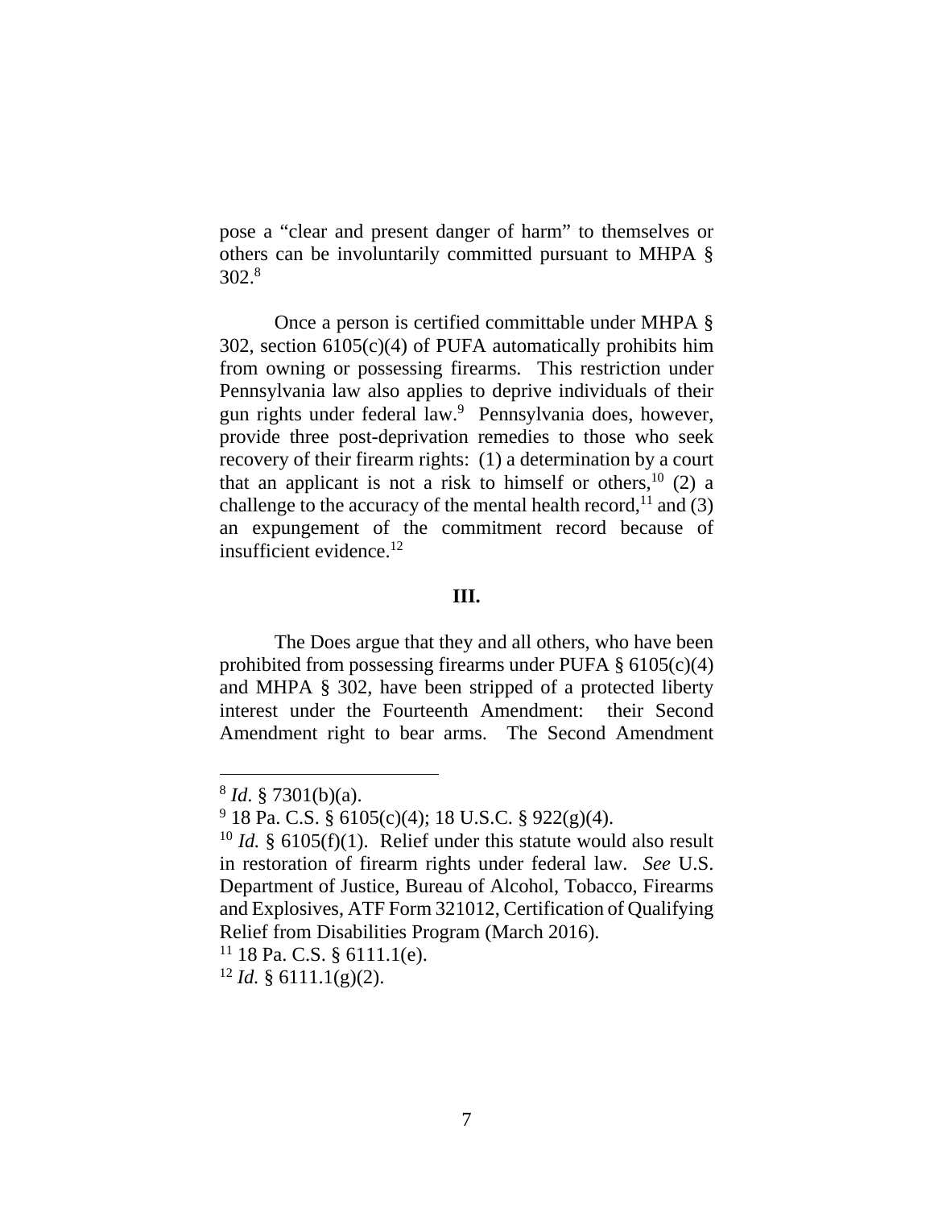pose a "clear and present danger of harm" to themselves or others can be involuntarily committed pursuant to MHPA § 302.[8]

Once a person is certified committable under MHPA § 302, section 6105(c)(4) of PUFA automatically prohibits him from owning or possessing firearms. This restriction under Pennsylvania law also applies to deprive individuals of their gun rights under federal law.[9] Pennsylvania does, however, provide three post-deprivation remedies to those who seek recovery of their firearm rights: (1) a determination by a court that an applicant is not a risk to himself or others,[10] (2) a challenge to the accuracy of the mental health record,[11] and (3) an expungement of the commitment record because of insufficient evidence.[12]

## III.

The Does argue that they and all others, who have been prohibited from possessing firearms under PUFA § 6105(c)(4) and MHPA § 302, have been stripped of a protected liberty interest under the Fourteenth Amendment: their Second Amendment right to bear arms. The Second Amendment

---

[8] *Id.* § 7301(b)(a).

[9] 18 Pa. C.S. § 6105(c)(4); 18 U.S.C. § 922(g)(4).

[10] *Id.* § 6105(f)(1). Relief under this statute would also result in restoration of firearm rights under federal law. *See* U.S. Department of Justice, Bureau of Alcohol, Tobacco, Firearms and Explosives, ATF Form 321012, Certification of Qualifying Relief from Disabilities Program (March 2016).

[11] 18 Pa. C.S. § 6111.1(e).

[12] *Id.* § 6111.1(g)(2).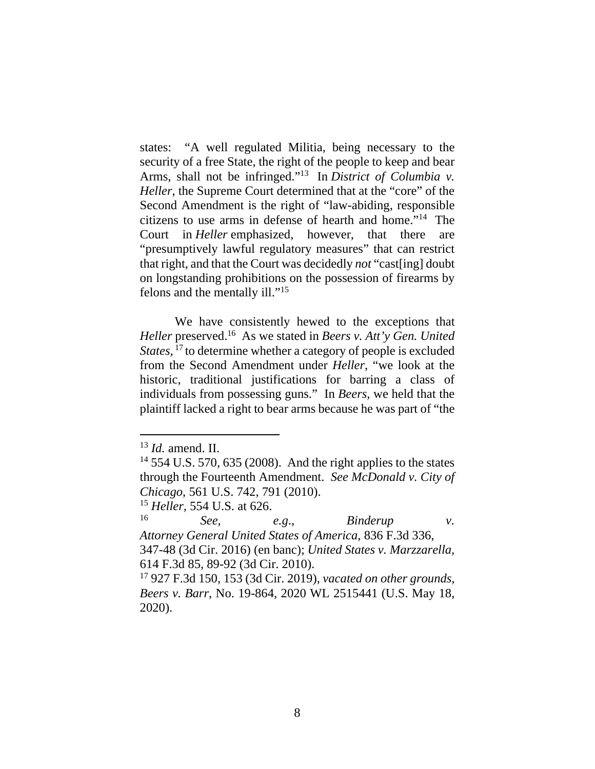states: "A well regulated Militia, being necessary to the security of a free State, the right of the people to keep and bear Arms, shall not be infringed."[13] In *District of Columbia v. Heller*, the Supreme Court determined that at the "core" of the Second Amendment is the right of "law-abiding, responsible citizens to use arms in defense of hearth and home."[14] The Court in *Heller* emphasized, however, that there are "presumptively lawful regulatory measures" that can restrict that right, and that the Court was decidedly *not* "cast[ing] doubt on longstanding prohibitions on the possession of firearms by felons and the mentally ill."[15]

We have consistently hewed to the exceptions that *Heller* preserved.[16] As we stated in *Beers v. Att'y Gen. United States*,[17] to determine whether a category of people is excluded from the Second Amendment under *Heller*, "we look at the historic, traditional justifications for barring a class of individuals from possessing guns." In *Beers*, we held that the plaintiff lacked a right to bear arms because he was part of "the

---

[13] *Id.* amend. II.

[14] 554 U.S. 570, 635 (2008). And the right applies to the states through the Fourteenth Amendment. *See McDonald v. City of Chicago*, 561 U.S. 742, 791 (2010).

[15] *Heller*, 554 U.S. at 626.

[16] *See, e.g.*, *Binderup v. Attorney General United States of America*, 836 F.3d 336, 347-48 (3d Cir. 2016) (en banc); *United States v. Marzzarella*, 614 F.3d 85, 89-92 (3d Cir. 2010).

[17] 927 F.3d 150, 153 (3d Cir. 2019), *vacated on other grounds*, *Beers v. Barr*, No. 19-864, 2020 WL 2515441 (U.S. May 18, 2020).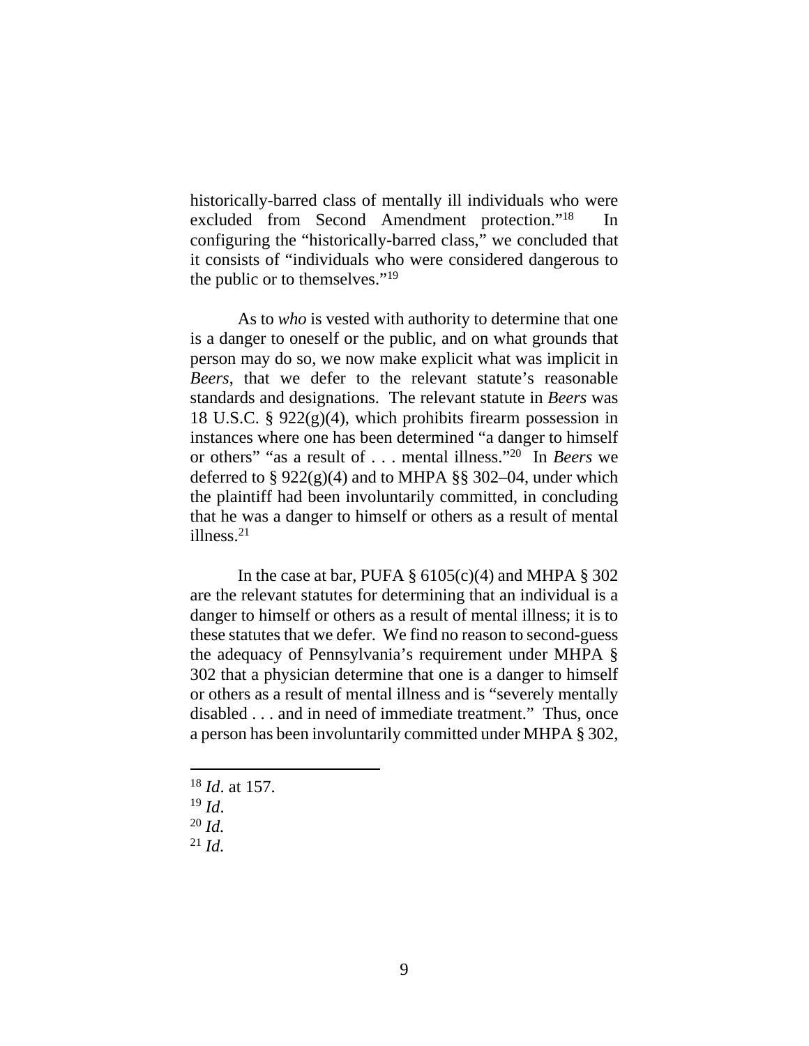historically-barred class of mentally ill individuals who were excluded from Second Amendment protection."[18] In configuring the "historically-barred class," we concluded that it consists of "individuals who were considered dangerous to the public or to themselves."[19]

As to *who* is vested with authority to determine that one is a danger to oneself or the public, and on what grounds that person may do so, we now make explicit what was implicit in *Beers*, that we defer to the relevant statute's reasonable standards and designations. The relevant statute in *Beers* was 18 U.S.C. § 922(g)(4), which prohibits firearm possession in instances where one has been determined "a danger to himself or others" "as a result of . . . mental illness."[20] In *Beers* we deferred to § 922(g)(4) and to MHPA §§ 302–04, under which the plaintiff had been involuntarily committed, in concluding that he was a danger to himself or others as a result of mental illness.[21]

In the case at bar, PUFA § 6105(c)(4) and MHPA § 302 are the relevant statutes for determining that an individual is a danger to himself or others as a result of mental illness; it is to these statutes that we defer. We find no reason to second-guess the adequacy of Pennsylvania's requirement under MHPA § 302 that a physician determine that one is a danger to himself or others as a result of mental illness and is "severely mentally disabled . . . and in need of immediate treatment." Thus, once a person has been involuntarily committed under MHPA § 302,

---

[18] *Id*. at 157.

[19] *Id*.

[20] *Id.*

[21] *Id.*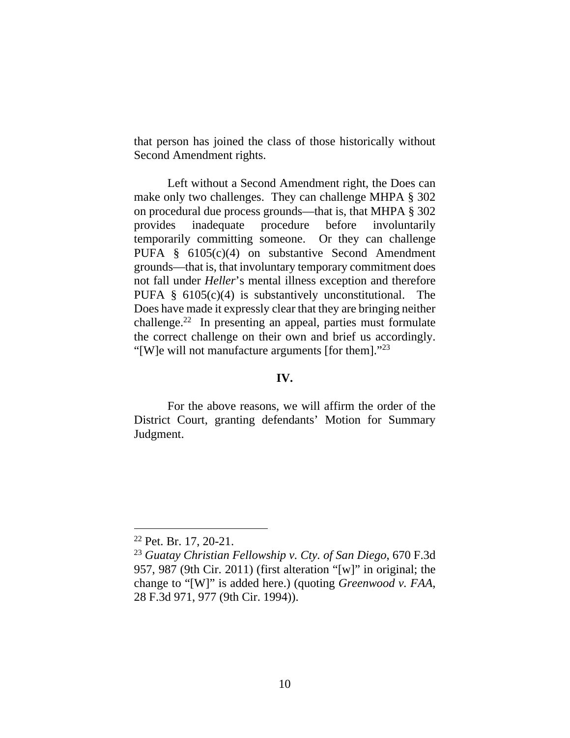that person has joined the class of those historically without Second Amendment rights.

Left without a Second Amendment right, the Does can make only two challenges. They can challenge MHPA § 302 on procedural due process grounds—that is, that MHPA § 302 provides inadequate procedure before involuntarily temporarily committing someone. Or they can challenge PUFA § 6105(c)(4) on substantive Second Amendment grounds—that is, that involuntary temporary commitment does not fall under *Heller*'s mental illness exception and therefore PUFA § 6105(c)(4) is substantively unconstitutional. The Does have made it expressly clear that they are bringing neither challenge.[22] In presenting an appeal, parties must formulate the correct challenge on their own and brief us accordingly. "[W]e will not manufacture arguments [for them]."[23]

## IV.

For the above reasons, we will affirm the order of the District Court, granting defendants' Motion for Summary Judgment.

---

[22] Pet. Br. 17, 20-21.

[23] *Guatay Christian Fellowship v. Cty. of San Diego*, 670 F.3d 957, 987 (9th Cir. 2011) (first alteration "[w]" in original; the change to "[W]" is added here.) (quoting *Greenwood v. FAA*, 28 F.3d 971, 977 (9th Cir. 1994)).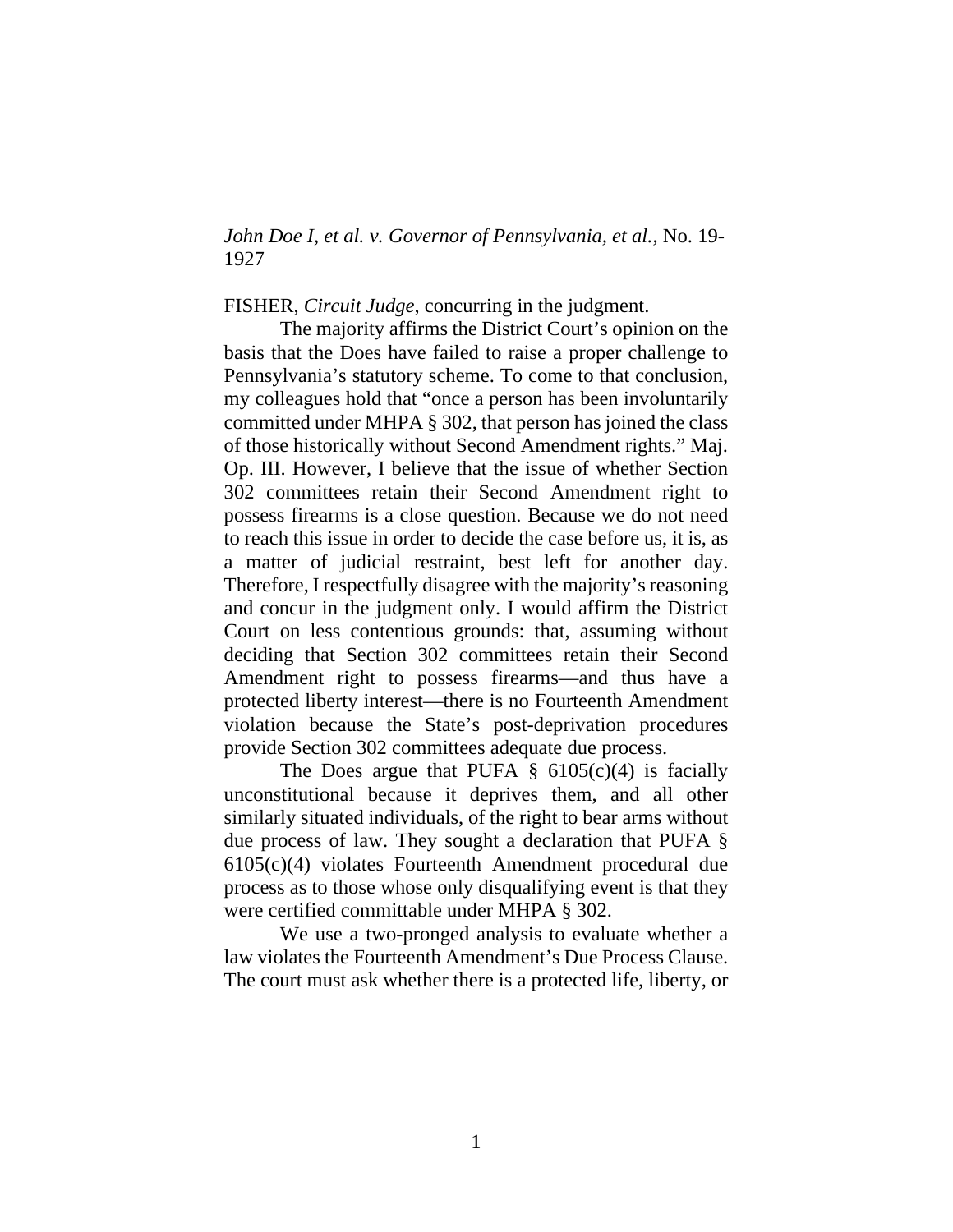*John Doe I, et al. v. Governor of Pennsylvania, et al.*, No. 19-1927

FISHER, *Circuit Judge*, concurring in the judgment.

The majority affirms the District Court's opinion on the basis that the Does have failed to raise a proper challenge to Pennsylvania's statutory scheme. To come to that conclusion, my colleagues hold that "once a person has been involuntarily committed under MHPA § 302, that person has joined the class of those historically without Second Amendment rights." Maj. Op. III. However, I believe that the issue of whether Section 302 committees retain their Second Amendment right to possess firearms is a close question. Because we do not need to reach this issue in order to decide the case before us, it is, as a matter of judicial restraint, best left for another day. Therefore, I respectfully disagree with the majority's reasoning and concur in the judgment only. I would affirm the District Court on less contentious grounds: that, assuming without deciding that Section 302 committees retain their Second Amendment right to possess firearms—and thus have a protected liberty interest—there is no Fourteenth Amendment violation because the State's post-deprivation procedures provide Section 302 committees adequate due process.

The Does argue that PUFA § 6105(c)(4) is facially unconstitutional because it deprives them, and all other similarly situated individuals, of the right to bear arms without due process of law. They sought a declaration that PUFA § 6105(c)(4) violates Fourteenth Amendment procedural due process as to those whose only disqualifying event is that they were certified committable under MHPA § 302.

We use a two-pronged analysis to evaluate whether a law violates the Fourteenth Amendment's Due Process Clause. The court must ask whether there is a protected life, liberty, or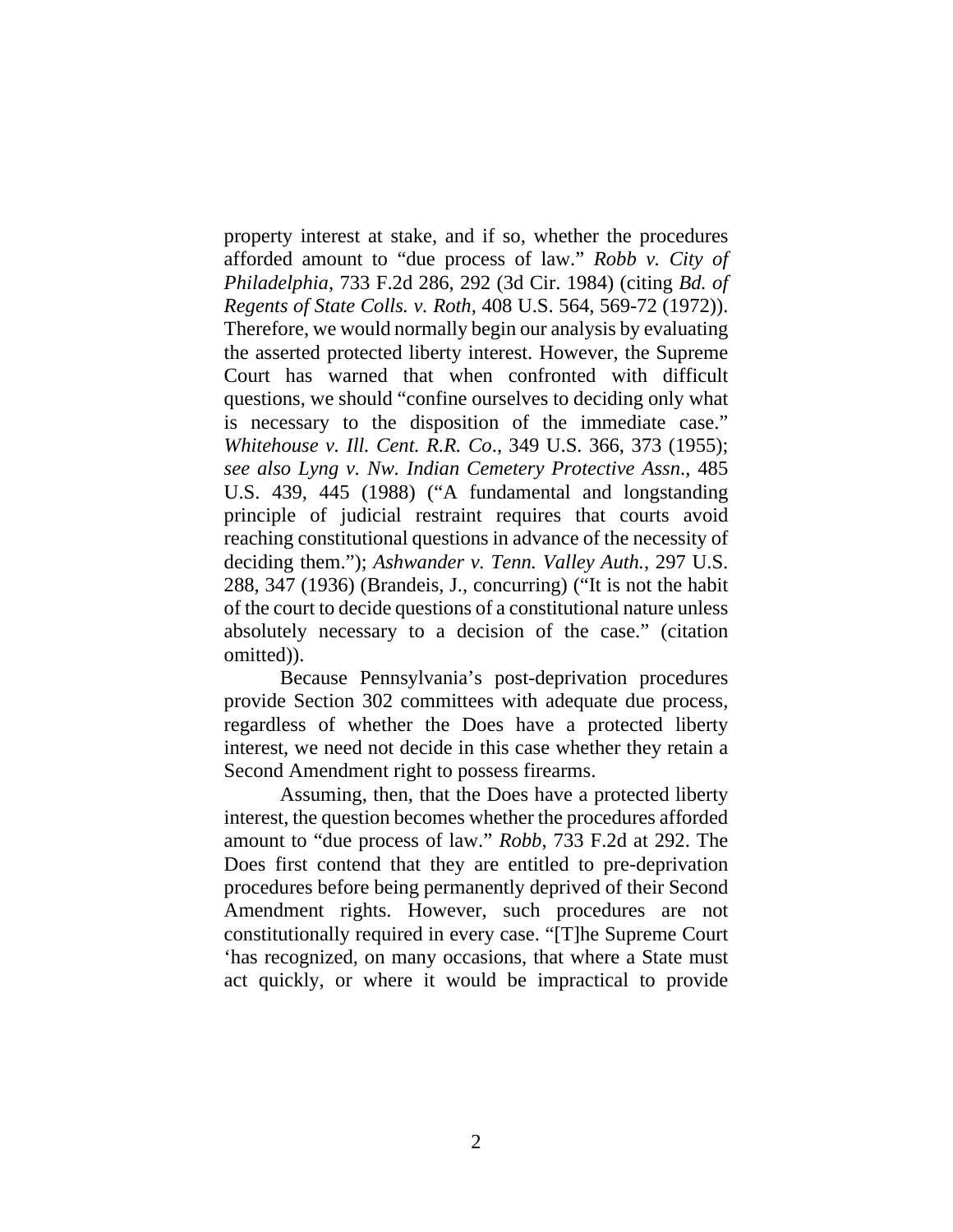property interest at stake, and if so, whether the procedures afforded amount to "due process of law." *Robb v. City of Philadelphia*, 733 F.2d 286, 292 (3d Cir. 1984) (citing *Bd. of Regents of State Colls. v. Roth*, 408 U.S. 564, 569-72 (1972)). Therefore, we would normally begin our analysis by evaluating the asserted protected liberty interest. However, the Supreme Court has warned that when confronted with difficult questions, we should "confine ourselves to deciding only what is necessary to the disposition of the immediate case." *Whitehouse v. Ill. Cent. R.R. Co*., 349 U.S. 366, 373 (1955); *see also Lyng v. Nw. Indian Cemetery Protective Assn*., 485 U.S. 439, 445 (1988) ("A fundamental and longstanding principle of judicial restraint requires that courts avoid reaching constitutional questions in advance of the necessity of deciding them."); *Ashwander v. Tenn. Valley Auth.*, 297 U.S. 288, 347 (1936) (Brandeis, J., concurring) ("It is not the habit of the court to decide questions of a constitutional nature unless absolutely necessary to a decision of the case." (citation omitted)).

Because Pennsylvania's post-deprivation procedures provide Section 302 committees with adequate due process, regardless of whether the Does have a protected liberty interest, we need not decide in this case whether they retain a Second Amendment right to possess firearms.

Assuming, then, that the Does have a protected liberty interest, the question becomes whether the procedures afforded amount to "due process of law." *Robb*, 733 F.2d at 292. The Does first contend that they are entitled to pre-deprivation procedures before being permanently deprived of their Second Amendment rights. However, such procedures are not constitutionally required in every case. "[T]he Supreme Court 'has recognized, on many occasions, that where a State must act quickly, or where it would be impractical to provide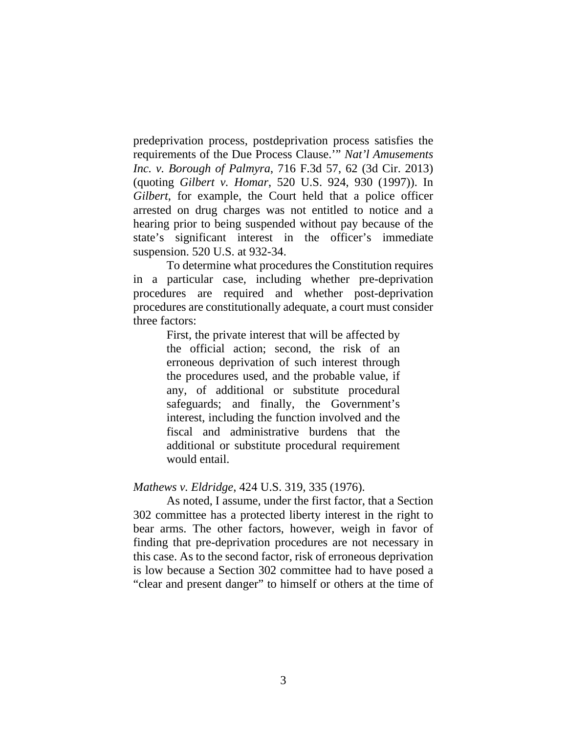predeprivation process, postdeprivation process satisfies the requirements of the Due Process Clause.'" *Nat'l Amusements Inc. v. Borough of Palmyra*, 716 F.3d 57, 62 (3d Cir. 2013) (quoting *Gilbert v. Homar*, 520 U.S. 924, 930 (1997)). In *Gilbert*, for example, the Court held that a police officer arrested on drug charges was not entitled to notice and a hearing prior to being suspended without pay because of the state's significant interest in the officer's immediate suspension. 520 U.S. at 932-34.

To determine what procedures the Constitution requires in a particular case, including whether pre-deprivation procedures are required and whether post-deprivation procedures are constitutionally adequate, a court must consider three factors:

> First, the private interest that will be affected by the official action; second, the risk of an erroneous deprivation of such interest through the procedures used, and the probable value, if any, of additional or substitute procedural safeguards; and finally, the Government's interest, including the function involved and the fiscal and administrative burdens that the additional or substitute procedural requirement would entail.

*Mathews v. Eldridge*, 424 U.S. 319, 335 (1976).

As noted, I assume, under the first factor, that a Section 302 committee has a protected liberty interest in the right to bear arms. The other factors, however, weigh in favor of finding that pre-deprivation procedures are not necessary in this case. As to the second factor, risk of erroneous deprivation is low because a Section 302 committee had to have posed a "clear and present danger" to himself or others at the time of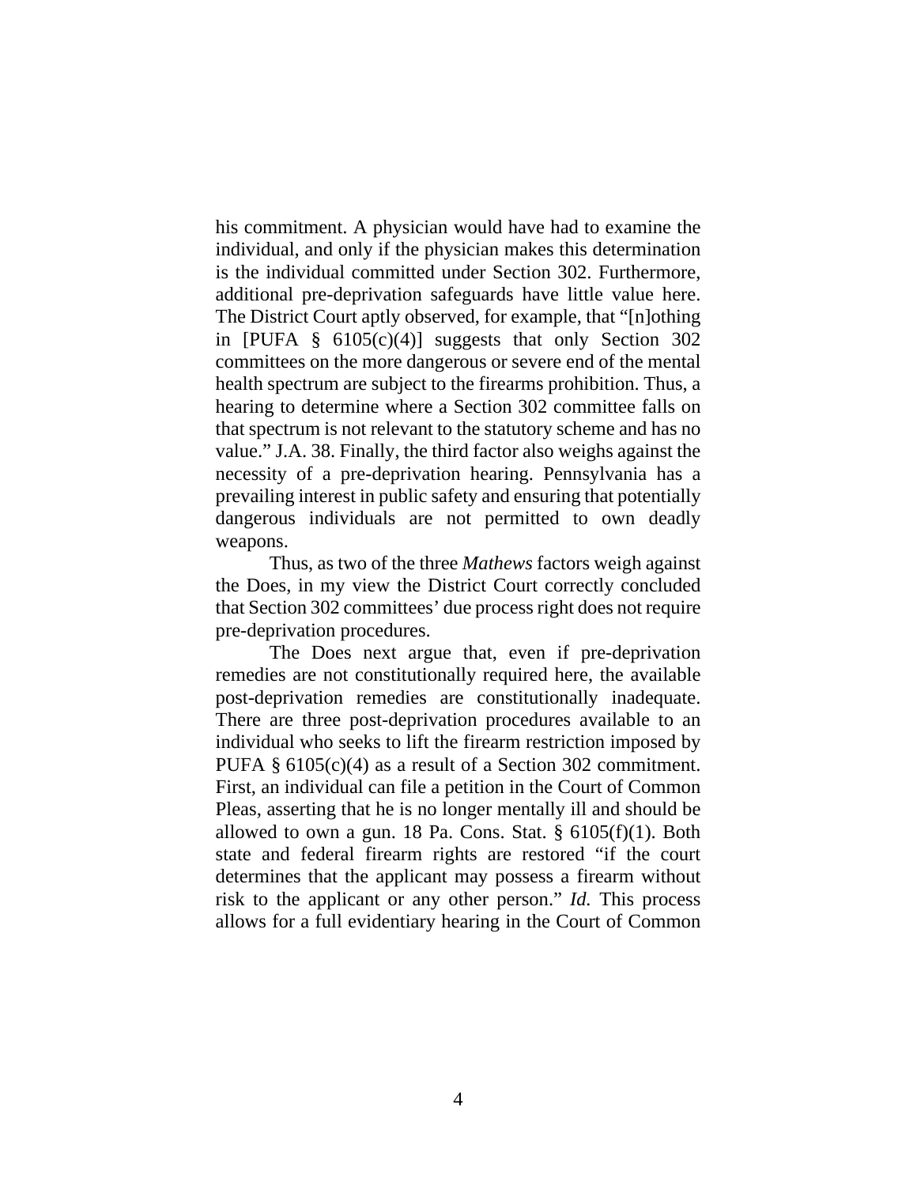his commitment. A physician would have had to examine the individual, and only if the physician makes this determination is the individual committed under Section 302. Furthermore, additional pre-deprivation safeguards have little value here. The District Court aptly observed, for example, that "[n]othing in [PUFA § 6105(c)(4)] suggests that only Section 302 committees on the more dangerous or severe end of the mental health spectrum are subject to the firearms prohibition. Thus, a hearing to determine where a Section 302 committee falls on that spectrum is not relevant to the statutory scheme and has no value." J.A. 38. Finally, the third factor also weighs against the necessity of a pre-deprivation hearing. Pennsylvania has a prevailing interest in public safety and ensuring that potentially dangerous individuals are not permitted to own deadly weapons.

Thus, as two of the three *Mathews* factors weigh against the Does, in my view the District Court correctly concluded that Section 302 committees' due process right does not require pre-deprivation procedures.

The Does next argue that, even if pre-deprivation remedies are not constitutionally required here, the available post-deprivation remedies are constitutionally inadequate. There are three post-deprivation procedures available to an individual who seeks to lift the firearm restriction imposed by PUFA § 6105(c)(4) as a result of a Section 302 commitment. First, an individual can file a petition in the Court of Common Pleas, asserting that he is no longer mentally ill and should be allowed to own a gun. 18 Pa. Cons. Stat. § 6105(f)(1). Both state and federal firearm rights are restored "if the court determines that the applicant may possess a firearm without risk to the applicant or any other person." *Id.* This process allows for a full evidentiary hearing in the Court of Common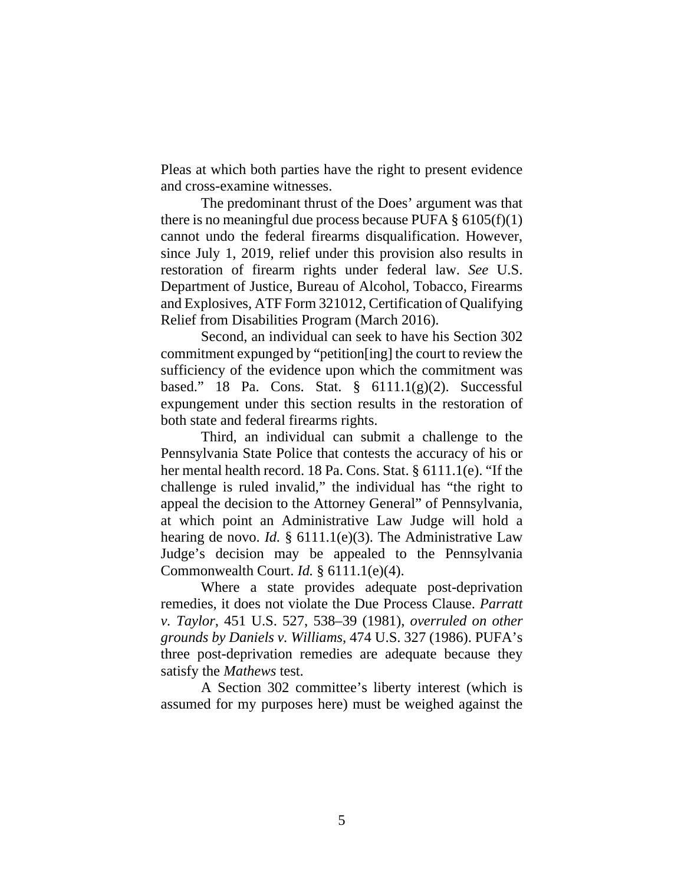Pleas at which both parties have the right to present evidence and cross-examine witnesses.

The predominant thrust of the Does' argument was that there is no meaningful due process because PUFA § 6105(f)(1) cannot undo the federal firearms disqualification. However, since July 1, 2019, relief under this provision also results in restoration of firearm rights under federal law. *See* U.S. Department of Justice, Bureau of Alcohol, Tobacco, Firearms and Explosives, ATF Form 321012, Certification of Qualifying Relief from Disabilities Program (March 2016).

Second, an individual can seek to have his Section 302 commitment expunged by "petition[ing] the court to review the sufficiency of the evidence upon which the commitment was based." 18 Pa. Cons. Stat. § 6111.1(g)(2). Successful expungement under this section results in the restoration of both state and federal firearms rights.

Third, an individual can submit a challenge to the Pennsylvania State Police that contests the accuracy of his or her mental health record. 18 Pa. Cons. Stat. § 6111.1(e). "If the challenge is ruled invalid," the individual has "the right to appeal the decision to the Attorney General" of Pennsylvania, at which point an Administrative Law Judge will hold a hearing de novo. *Id.* § 6111.1(e)(3). The Administrative Law Judge's decision may be appealed to the Pennsylvania Commonwealth Court. *Id.* § 6111.1(e)(4).

Where a state provides adequate post-deprivation remedies, it does not violate the Due Process Clause. *Parratt v. Taylor*, 451 U.S. 527, 538–39 (1981), *overruled on other grounds by Daniels v. Williams*, 474 U.S. 327 (1986). PUFA's three post-deprivation remedies are adequate because they satisfy the *Mathews* test.

A Section 302 committee's liberty interest (which is assumed for my purposes here) must be weighed against the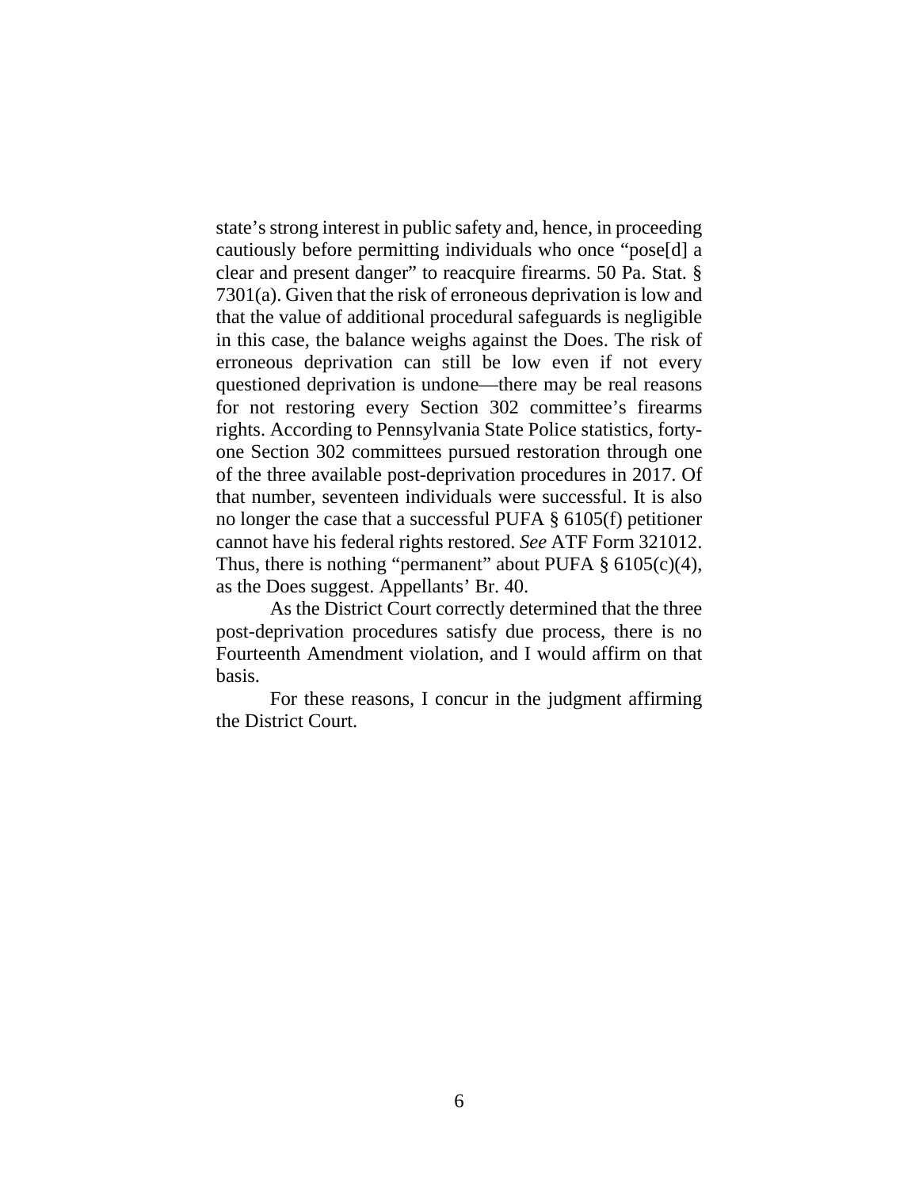state's strong interest in public safety and, hence, in proceeding cautiously before permitting individuals who once "pose[d] a clear and present danger" to reacquire firearms. 50 Pa. Stat. § 7301(a). Given that the risk of erroneous deprivation is low and that the value of additional procedural safeguards is negligible in this case, the balance weighs against the Does. The risk of erroneous deprivation can still be low even if not every questioned deprivation is undone—there may be real reasons for not restoring every Section 302 committee's firearms rights. According to Pennsylvania State Police statistics, forty-one Section 302 committees pursued restoration through one of the three available post-deprivation procedures in 2017. Of that number, seventeen individuals were successful. It is also no longer the case that a successful PUFA § 6105(f) petitioner cannot have his federal rights restored. *See* ATF Form 321012. Thus, there is nothing "permanent" about PUFA § 6105(c)(4), as the Does suggest. Appellants' Br. 40.

As the District Court correctly determined that the three post-deprivation procedures satisfy due process, there is no Fourteenth Amendment violation, and I would affirm on that basis.

For these reasons, I concur in the judgment affirming the District Court.